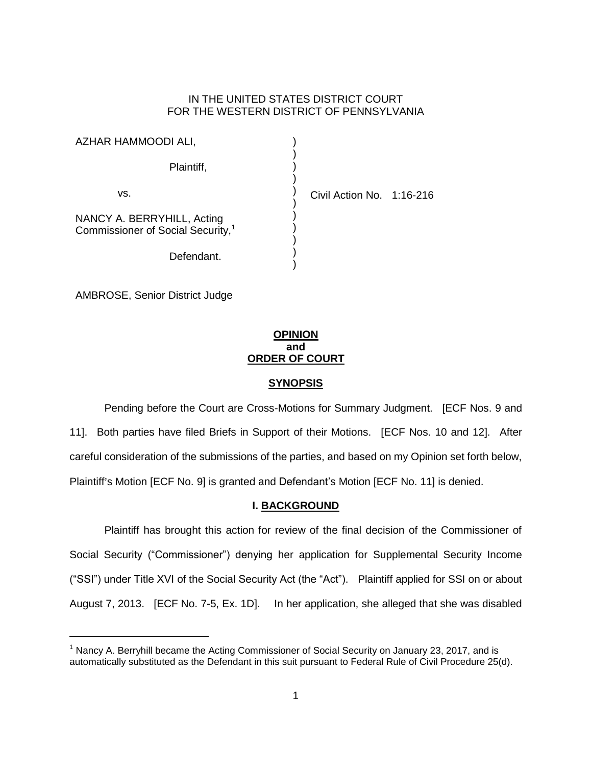IN THE UNITED STATES DISTRICT COURT
FOR THE WESTERN DISTRICT OF PENNSYLVANIA

AZHAR HAMMOODI ALI,

Plaintiff,

vs.

NANCY A. BERRYHILL, Acting Commissioner of Social Security,[1]

Defendant.

Civil Action No. 1:16-216

AMBROSE, Senior District Judge

**OPINION**
**and**
**ORDER OF COURT**

## SYNOPSIS

Pending before the Court are Cross-Motions for Summary Judgment. [ECF Nos. 9 and 11]. Both parties have filed Briefs in Support of their Motions. [ECF Nos. 10 and 12]. After careful consideration of the submissions of the parties, and based on my Opinion set forth below, Plaintiff's Motion [ECF No. 9] is granted and Defendant's Motion [ECF No. 11] is denied.

## I. BACKGROUND

Plaintiff has brought this action for review of the final decision of the Commissioner of Social Security ("Commissioner") denying her application for Supplemental Security Income ("SSI") under Title XVI of the Social Security Act (the "Act"). Plaintiff applied for SSI on or about August 7, 2013. [ECF No. 7-5, Ex. 1D]. In her application, she alleged that she was disabled

---

[1] Nancy A. Berryhill became the Acting Commissioner of Social Security on January 23, 2017, and is automatically substituted as the Defendant in this suit pursuant to Federal Rule of Civil Procedure 25(d).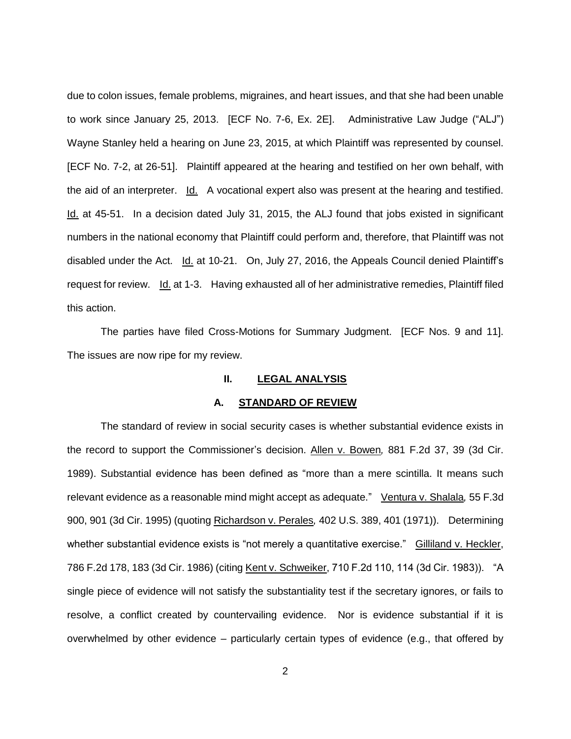due to colon issues, female problems, migraines, and heart issues, and that she had been unable to work since January 25, 2013. [ECF No. 7-6, Ex. 2E]. Administrative Law Judge ("ALJ") Wayne Stanley held a hearing on June 23, 2015, at which Plaintiff was represented by counsel. [ECF No. 7-2, at 26-51]. Plaintiff appeared at the hearing and testified on her own behalf, with the aid of an interpreter. Id. A vocational expert also was present at the hearing and testified. Id. at 45-51. In a decision dated July 31, 2015, the ALJ found that jobs existed in significant numbers in the national economy that Plaintiff could perform and, therefore, that Plaintiff was not disabled under the Act. Id. at 10-21. On, July 27, 2016, the Appeals Council denied Plaintiff's request for review. Id. at 1-3. Having exhausted all of her administrative remedies, Plaintiff filed this action.

The parties have filed Cross-Motions for Summary Judgment. [ECF Nos. 9 and 11]. The issues are now ripe for my review.

## II. LEGAL ANALYSIS

### A. STANDARD OF REVIEW

The standard of review in social security cases is whether substantial evidence exists in the record to support the Commissioner's decision. Allen v. Bowen, 881 F.2d 37, 39 (3d Cir. 1989). Substantial evidence has been defined as "more than a mere scintilla. It means such relevant evidence as a reasonable mind might accept as adequate." Ventura v. Shalala, 55 F.3d 900, 901 (3d Cir. 1995) (quoting Richardson v. Perales, 402 U.S. 389, 401 (1971)). Determining whether substantial evidence exists is "not merely a quantitative exercise." Gilliland v. Heckler, 786 F.2d 178, 183 (3d Cir. 1986) (citing Kent v. Schweiker, 710 F.2d 110, 114 (3d Cir. 1983)). "A single piece of evidence will not satisfy the substantiality test if the secretary ignores, or fails to resolve, a conflict created by countervailing evidence. Nor is evidence substantial if it is overwhelmed by other evidence – particularly certain types of evidence (e.g., that offered by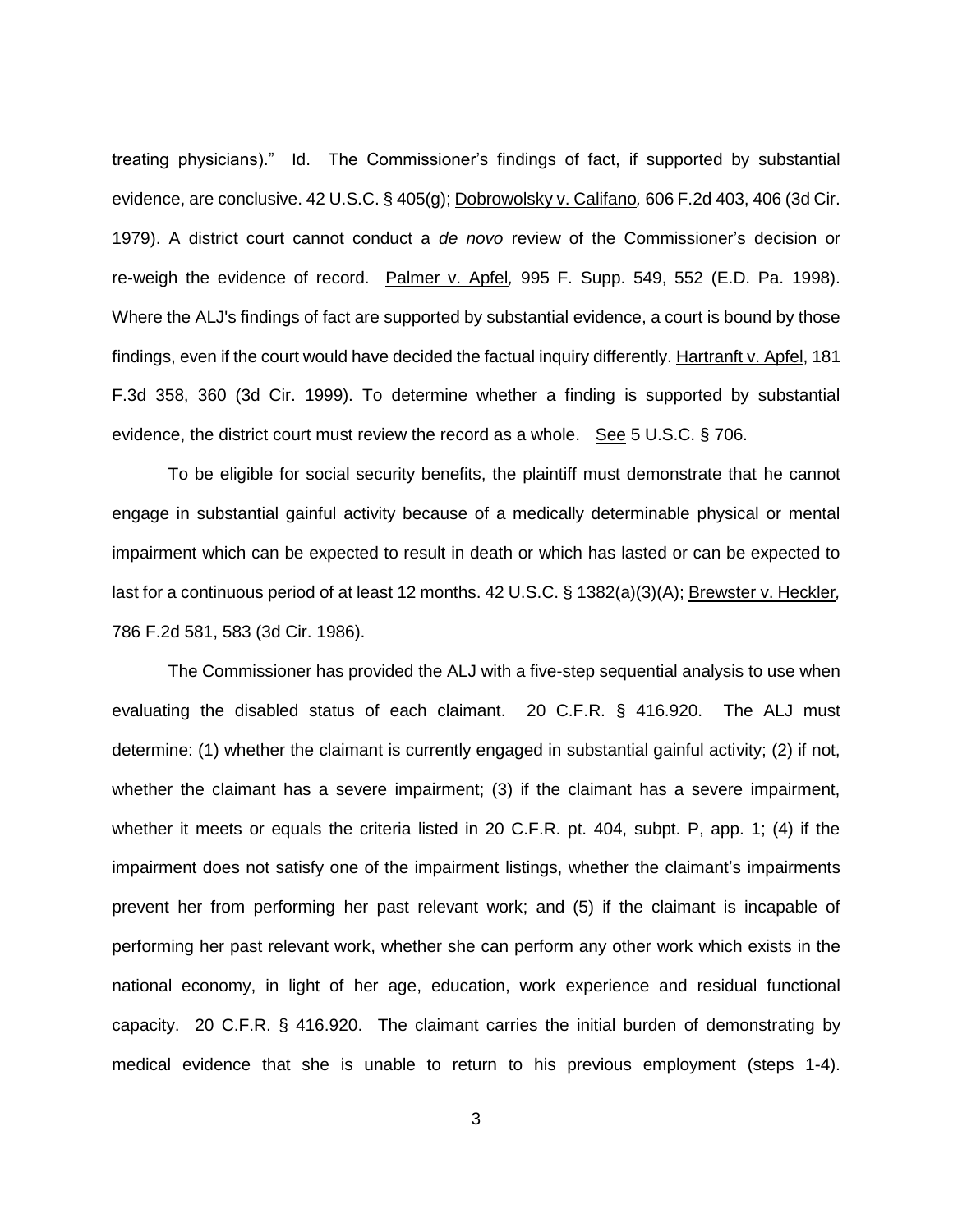treating physicians)." Id. The Commissioner's findings of fact, if supported by substantial evidence, are conclusive. 42 U.S.C. § 405(g); Dobrowolsky v. Califano, 606 F.2d 403, 406 (3d Cir. 1979). A district court cannot conduct a *de novo* review of the Commissioner's decision or re-weigh the evidence of record. Palmer v. Apfel, 995 F. Supp. 549, 552 (E.D. Pa. 1998). Where the ALJ's findings of fact are supported by substantial evidence, a court is bound by those findings, even if the court would have decided the factual inquiry differently. Hartranft v. Apfel, 181 F.3d 358, 360 (3d Cir. 1999). To determine whether a finding is supported by substantial evidence, the district court must review the record as a whole. See 5 U.S.C. § 706.

To be eligible for social security benefits, the plaintiff must demonstrate that he cannot engage in substantial gainful activity because of a medically determinable physical or mental impairment which can be expected to result in death or which has lasted or can be expected to last for a continuous period of at least 12 months. 42 U.S.C. § 1382(a)(3)(A); Brewster v. Heckler, 786 F.2d 581, 583 (3d Cir. 1986).

The Commissioner has provided the ALJ with a five-step sequential analysis to use when evaluating the disabled status of each claimant. 20 C.F.R. § 416.920. The ALJ must determine: (1) whether the claimant is currently engaged in substantial gainful activity; (2) if not, whether the claimant has a severe impairment; (3) if the claimant has a severe impairment, whether it meets or equals the criteria listed in 20 C.F.R. pt. 404, subpt. P, app. 1; (4) if the impairment does not satisfy one of the impairment listings, whether the claimant's impairments prevent her from performing her past relevant work; and (5) if the claimant is incapable of performing her past relevant work, whether she can perform any other work which exists in the national economy, in light of her age, education, work experience and residual functional capacity. 20 C.F.R. § 416.920. The claimant carries the initial burden of demonstrating by medical evidence that she is unable to return to his previous employment (steps 1-4).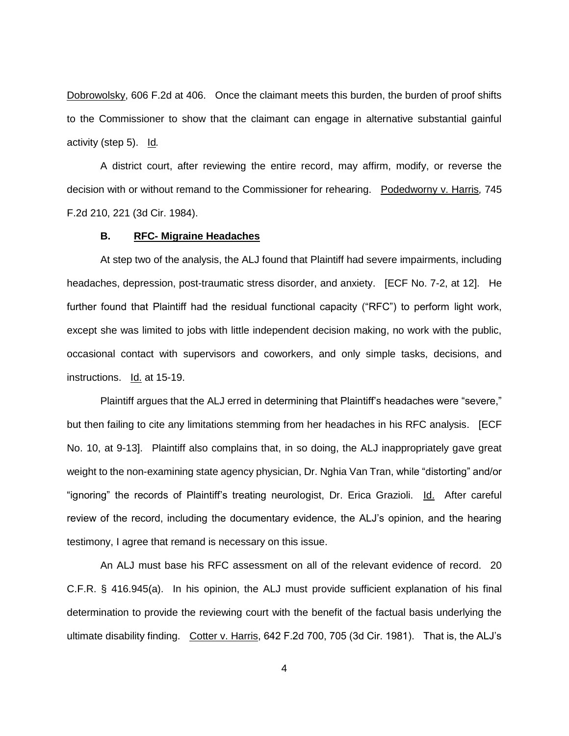Dobrowolsky, 606 F.2d at 406. Once the claimant meets this burden, the burden of proof shifts to the Commissioner to show that the claimant can engage in alternative substantial gainful activity (step 5). Id.

A district court, after reviewing the entire record, may affirm, modify, or reverse the decision with or without remand to the Commissioner for rehearing. Podedworny v. Harris, 745 F.2d 210, 221 (3d Cir. 1984).

### B. RFC- Migraine Headaches

At step two of the analysis, the ALJ found that Plaintiff had severe impairments, including headaches, depression, post-traumatic stress disorder, and anxiety. [ECF No. 7-2, at 12]. He further found that Plaintiff had the residual functional capacity ("RFC") to perform light work, except she was limited to jobs with little independent decision making, no work with the public, occasional contact with supervisors and coworkers, and only simple tasks, decisions, and instructions. Id. at 15-19.

Plaintiff argues that the ALJ erred in determining that Plaintiff's headaches were "severe," but then failing to cite any limitations stemming from her headaches in his RFC analysis. [ECF No. 10, at 9-13]. Plaintiff also complains that, in so doing, the ALJ inappropriately gave great weight to the non-examining state agency physician, Dr. Nghia Van Tran, while "distorting" and/or "ignoring" the records of Plaintiff's treating neurologist, Dr. Erica Grazioli. Id. After careful review of the record, including the documentary evidence, the ALJ's opinion, and the hearing testimony, I agree that remand is necessary on this issue.

An ALJ must base his RFC assessment on all of the relevant evidence of record. 20 C.F.R. § 416.945(a). In his opinion, the ALJ must provide sufficient explanation of his final determination to provide the reviewing court with the benefit of the factual basis underlying the ultimate disability finding. Cotter v. Harris, 642 F.2d 700, 705 (3d Cir. 1981). That is, the ALJ's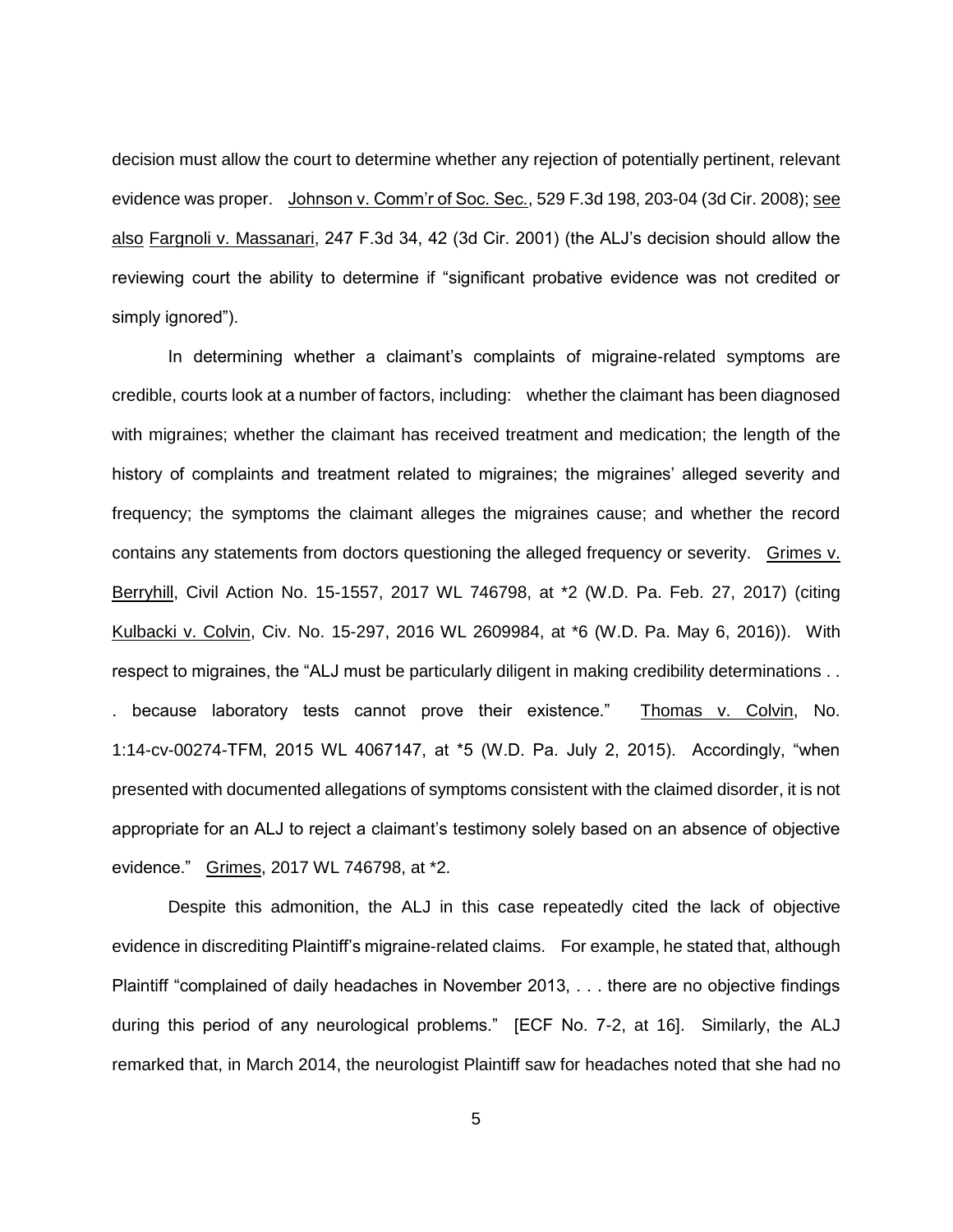decision must allow the court to determine whether any rejection of potentially pertinent, relevant evidence was proper. Johnson v. Comm'r of Soc. Sec., 529 F.3d 198, 203-04 (3d Cir. 2008); see also Fargnoli v. Massanari, 247 F.3d 34, 42 (3d Cir. 2001) (the ALJ's decision should allow the reviewing court the ability to determine if "significant probative evidence was not credited or simply ignored").

In determining whether a claimant's complaints of migraine-related symptoms are credible, courts look at a number of factors, including: whether the claimant has been diagnosed with migraines; whether the claimant has received treatment and medication; the length of the history of complaints and treatment related to migraines; the migraines' alleged severity and frequency; the symptoms the claimant alleges the migraines cause; and whether the record contains any statements from doctors questioning the alleged frequency or severity. Grimes v. Berryhill, Civil Action No. 15-1557, 2017 WL 746798, at *2 (W.D. Pa. Feb. 27, 2017) (citing Kulbacki v. Colvin, Civ. No. 15-297, 2016 WL 2609984, at *6 (W.D. Pa. May 6, 2016)). With respect to migraines, the "ALJ must be particularly diligent in making credibility determinations . . . because laboratory tests cannot prove their existence." Thomas v. Colvin, No. 1:14-cv-00274-TFM, 2015 WL 4067147, at *5 (W.D. Pa. July 2, 2015). Accordingly, "when presented with documented allegations of symptoms consistent with the claimed disorder, it is not appropriate for an ALJ to reject a claimant's testimony solely based on an absence of objective evidence." Grimes, 2017 WL 746798, at *2.

Despite this admonition, the ALJ in this case repeatedly cited the lack of objective evidence in discrediting Plaintiff's migraine-related claims. For example, he stated that, although Plaintiff "complained of daily headaches in November 2013, . . . there are no objective findings during this period of any neurological problems." [ECF No. 7-2, at 16]. Similarly, the ALJ remarked that, in March 2014, the neurologist Plaintiff saw for headaches noted that she had no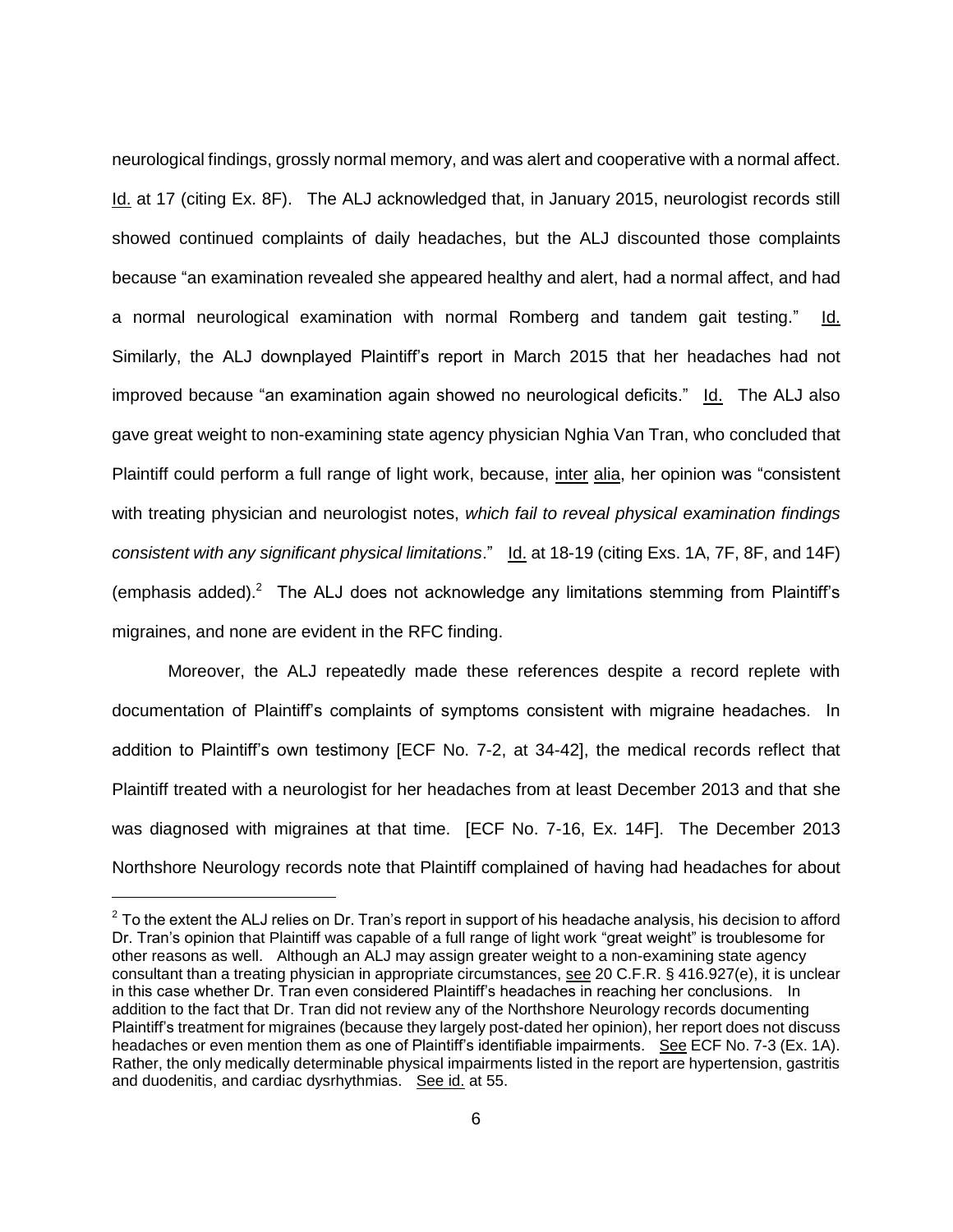neurological findings, grossly normal memory, and was alert and cooperative with a normal affect. Id. at 17 (citing Ex. 8F). The ALJ acknowledged that, in January 2015, neurologist records still showed continued complaints of daily headaches, but the ALJ discounted those complaints because "an examination revealed she appeared healthy and alert, had a normal affect, and had a normal neurological examination with normal Romberg and tandem gait testing." Id. Similarly, the ALJ downplayed Plaintiff's report in March 2015 that her headaches had not improved because "an examination again showed no neurological deficits." Id. The ALJ also gave great weight to non-examining state agency physician Nghia Van Tran, who concluded that Plaintiff could perform a full range of light work, because, inter alia, her opinion was "consistent with treating physician and neurologist notes, *which fail to reveal physical examination findings consistent with any significant physical limitations*." Id. at 18-19 (citing Exs. 1A, 7F, 8F, and 14F) (emphasis added).[2] The ALJ does not acknowledge any limitations stemming from Plaintiff's migraines, and none are evident in the RFC finding.

Moreover, the ALJ repeatedly made these references despite a record replete with documentation of Plaintiff's complaints of symptoms consistent with migraine headaches. In addition to Plaintiff's own testimony [ECF No. 7-2, at 34-42], the medical records reflect that Plaintiff treated with a neurologist for her headaches from at least December 2013 and that she was diagnosed with migraines at that time. [ECF No. 7-16, Ex. 14F]. The December 2013 Northshore Neurology records note that Plaintiff complained of having had headaches for about

[2] To the extent the ALJ relies on Dr. Tran's report in support of his headache analysis, his decision to afford Dr. Tran's opinion that Plaintiff was capable of a full range of light work "great weight" is troublesome for other reasons as well. Although an ALJ may assign greater weight to a non-examining state agency consultant than a treating physician in appropriate circumstances, see 20 C.F.R. § 416.927(e), it is unclear in this case whether Dr. Tran even considered Plaintiff's headaches in reaching her conclusions. In addition to the fact that Dr. Tran did not review any of the Northshore Neurology records documenting Plaintiff's treatment for migraines (because they largely post-dated her opinion), her report does not discuss headaches or even mention them as one of Plaintiff's identifiable impairments. See ECF No. 7-3 (Ex. 1A). Rather, the only medically determinable physical impairments listed in the report are hypertension, gastritis and duodenitis, and cardiac dysrhythmias. See id. at 55.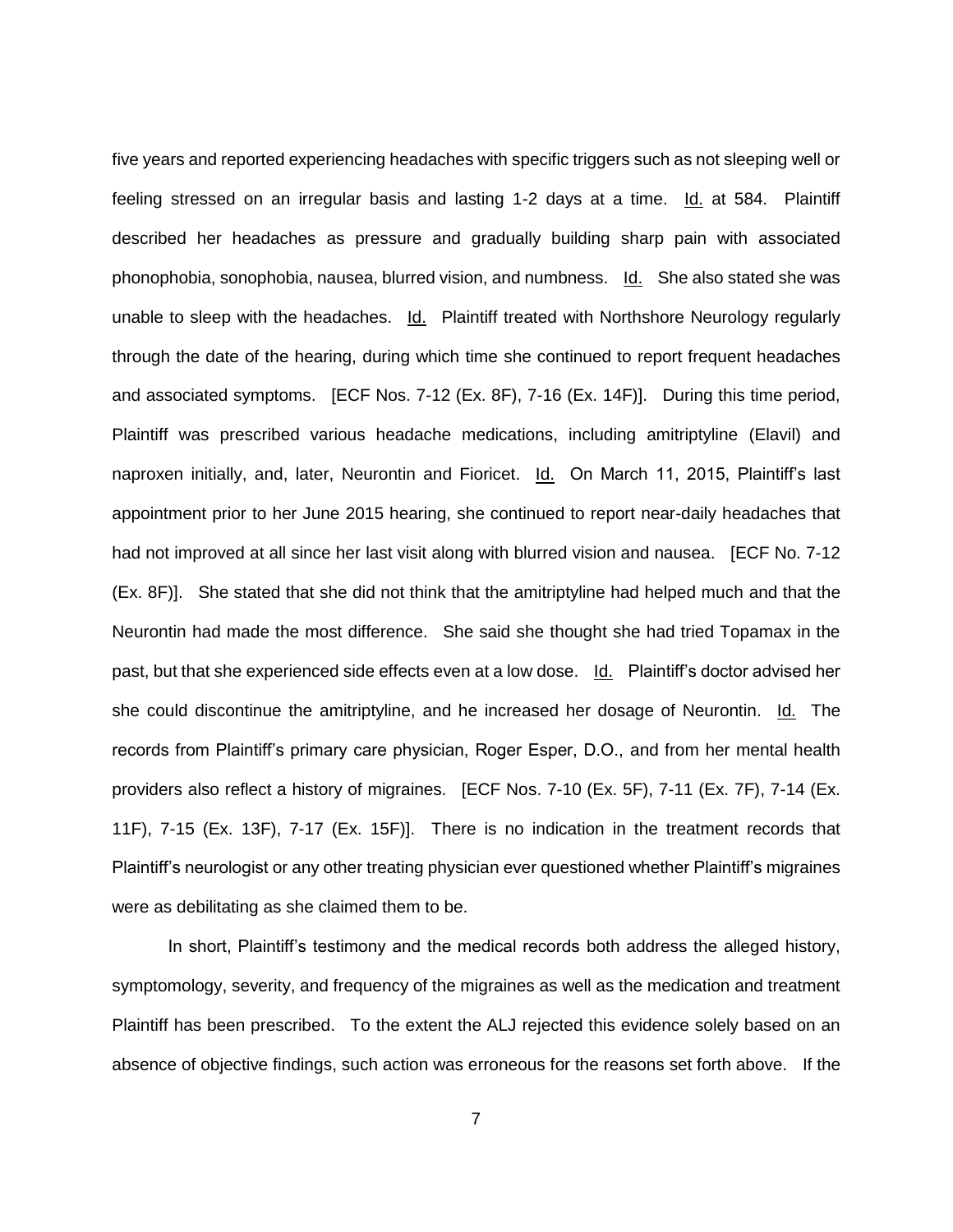five years and reported experiencing headaches with specific triggers such as not sleeping well or feeling stressed on an irregular basis and lasting 1-2 days at a time. Id. at 584. Plaintiff described her headaches as pressure and gradually building sharp pain with associated phonophobia, sonophobia, nausea, blurred vision, and numbness. Id. She also stated she was unable to sleep with the headaches. Id. Plaintiff treated with Northshore Neurology regularly through the date of the hearing, during which time she continued to report frequent headaches and associated symptoms. [ECF Nos. 7-12 (Ex. 8F), 7-16 (Ex. 14F)]. During this time period, Plaintiff was prescribed various headache medications, including amitriptyline (Elavil) and naproxen initially, and, later, Neurontin and Fioricet. Id. On March 11, 2015, Plaintiff's last appointment prior to her June 2015 hearing, she continued to report near-daily headaches that had not improved at all since her last visit along with blurred vision and nausea. [ECF No. 7-12 (Ex. 8F)]. She stated that she did not think that the amitriptyline had helped much and that the Neurontin had made the most difference. She said she thought she had tried Topamax in the past, but that she experienced side effects even at a low dose. Id. Plaintiff's doctor advised her she could discontinue the amitriptyline, and he increased her dosage of Neurontin. Id. The records from Plaintiff's primary care physician, Roger Esper, D.O., and from her mental health providers also reflect a history of migraines. [ECF Nos. 7-10 (Ex. 5F), 7-11 (Ex. 7F), 7-14 (Ex. 11F), 7-15 (Ex. 13F), 7-17 (Ex. 15F)]. There is no indication in the treatment records that Plaintiff's neurologist or any other treating physician ever questioned whether Plaintiff's migraines were as debilitating as she claimed them to be.

In short, Plaintiff's testimony and the medical records both address the alleged history, symptomology, severity, and frequency of the migraines as well as the medication and treatment Plaintiff has been prescribed. To the extent the ALJ rejected this evidence solely based on an absence of objective findings, such action was erroneous for the reasons set forth above. If the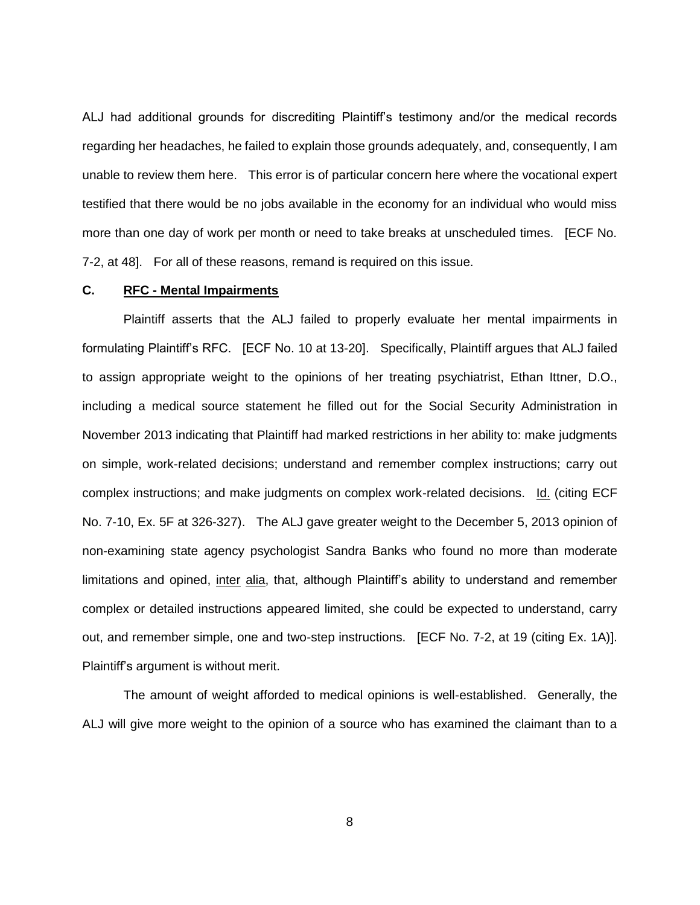ALJ had additional grounds for discrediting Plaintiff's testimony and/or the medical records regarding her headaches, he failed to explain those grounds adequately, and, consequently, I am unable to review them here. This error is of particular concern here where the vocational expert testified that there would be no jobs available in the economy for an individual who would miss more than one day of work per month or need to take breaks at unscheduled times. [ECF No. 7-2, at 48]. For all of these reasons, remand is required on this issue.

### C. RFC - Mental Impairments

Plaintiff asserts that the ALJ failed to properly evaluate her mental impairments in formulating Plaintiff's RFC. [ECF No. 10 at 13-20]. Specifically, Plaintiff argues that ALJ failed to assign appropriate weight to the opinions of her treating psychiatrist, Ethan Ittner, D.O., including a medical source statement he filled out for the Social Security Administration in November 2013 indicating that Plaintiff had marked restrictions in her ability to: make judgments on simple, work-related decisions; understand and remember complex instructions; carry out complex instructions; and make judgments on complex work-related decisions. Id. (citing ECF No. 7-10, Ex. 5F at 326-327). The ALJ gave greater weight to the December 5, 2013 opinion of non-examining state agency psychologist Sandra Banks who found no more than moderate limitations and opined, inter alia, that, although Plaintiff's ability to understand and remember complex or detailed instructions appeared limited, she could be expected to understand, carry out, and remember simple, one and two-step instructions. [ECF No. 7-2, at 19 (citing Ex. 1A)]. Plaintiff's argument is without merit.

The amount of weight afforded to medical opinions is well-established. Generally, the ALJ will give more weight to the opinion of a source who has examined the claimant than to a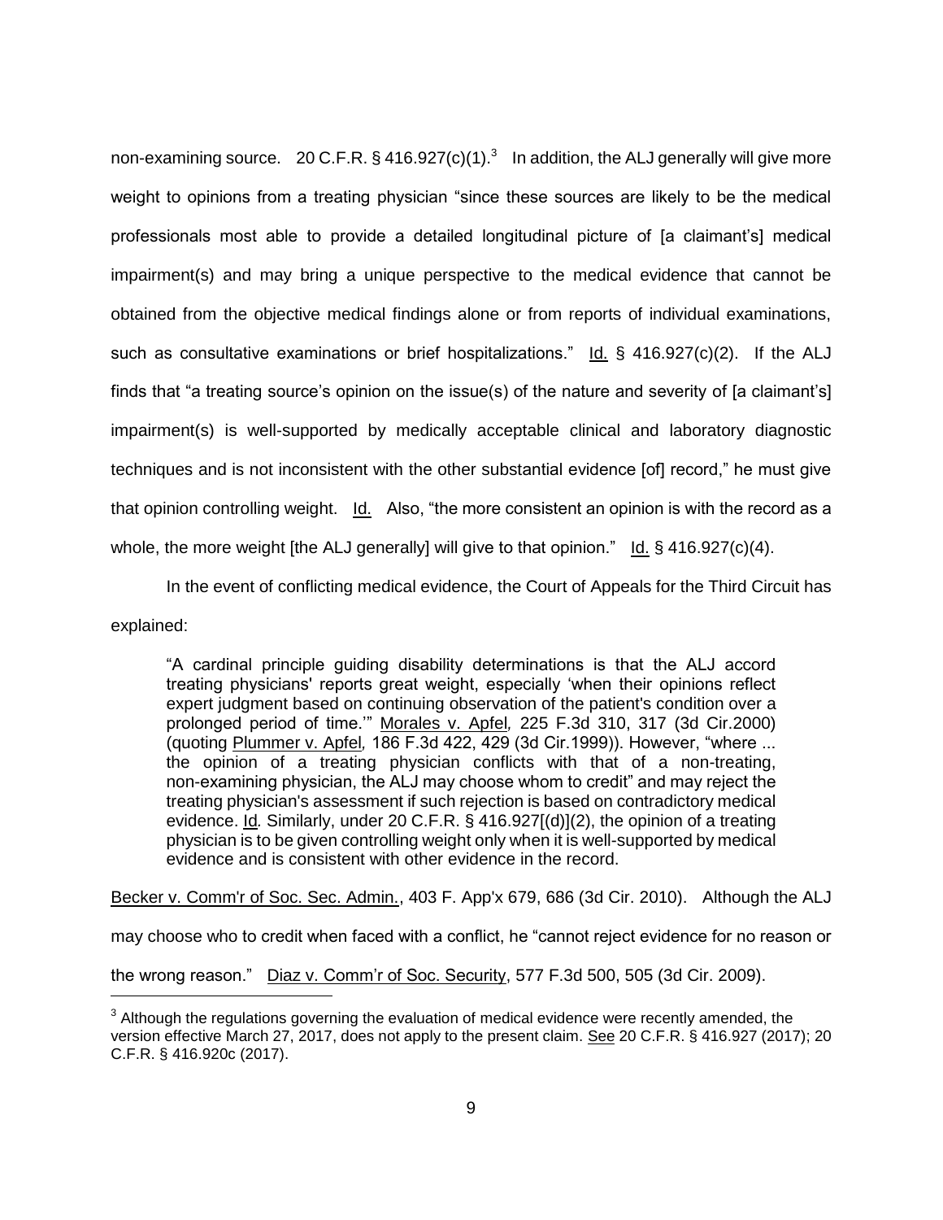non-examining source. 20 C.F.R. § 416.927(c)(1).[3] In addition, the ALJ generally will give more weight to opinions from a treating physician "since these sources are likely to be the medical professionals most able to provide a detailed longitudinal picture of [a claimant's] medical impairment(s) and may bring a unique perspective to the medical evidence that cannot be obtained from the objective medical findings alone or from reports of individual examinations, such as consultative examinations or brief hospitalizations." Id. § 416.927(c)(2). If the ALJ finds that "a treating source's opinion on the issue(s) of the nature and severity of [a claimant's] impairment(s) is well-supported by medically acceptable clinical and laboratory diagnostic techniques and is not inconsistent with the other substantial evidence [of] record," he must give that opinion controlling weight. Id. Also, "the more consistent an opinion is with the record as a whole, the more weight [the ALJ generally] will give to that opinion." Id. § 416.927(c)(4).

In the event of conflicting medical evidence, the Court of Appeals for the Third Circuit has explained:

> "A cardinal principle guiding disability determinations is that the ALJ accord treating physicians' reports great weight, especially 'when their opinions reflect expert judgment based on continuing observation of the patient's condition over a prolonged period of time.'" Morales v. Apfel, 225 F.3d 310, 317 (3d Cir.2000) (quoting Plummer v. Apfel, 186 F.3d 422, 429 (3d Cir.1999)). However, "where ... the opinion of a treating physician conflicts with that of a non-treating, non-examining physician, the ALJ may choose whom to credit" and may reject the treating physician's assessment if such rejection is based on contradictory medical evidence. Id. Similarly, under 20 C.F.R. § 416.927[(d)](2), the opinion of a treating physician is to be given controlling weight only when it is well-supported by medical evidence and is consistent with other evidence in the record.

Becker v. Comm'r of Soc. Sec. Admin., 403 F. App'x 679, 686 (3d Cir. 2010). Although the ALJ may choose who to credit when faced with a conflict, he "cannot reject evidence for no reason or the wrong reason." Diaz v. Comm'r of Soc. Security, 577 F.3d 500, 505 (3d Cir. 2009).

[3] Although the regulations governing the evaluation of medical evidence were recently amended, the version effective March 27, 2017, does not apply to the present claim. See 20 C.F.R. § 416.927 (2017); 20 C.F.R. § 416.920c (2017).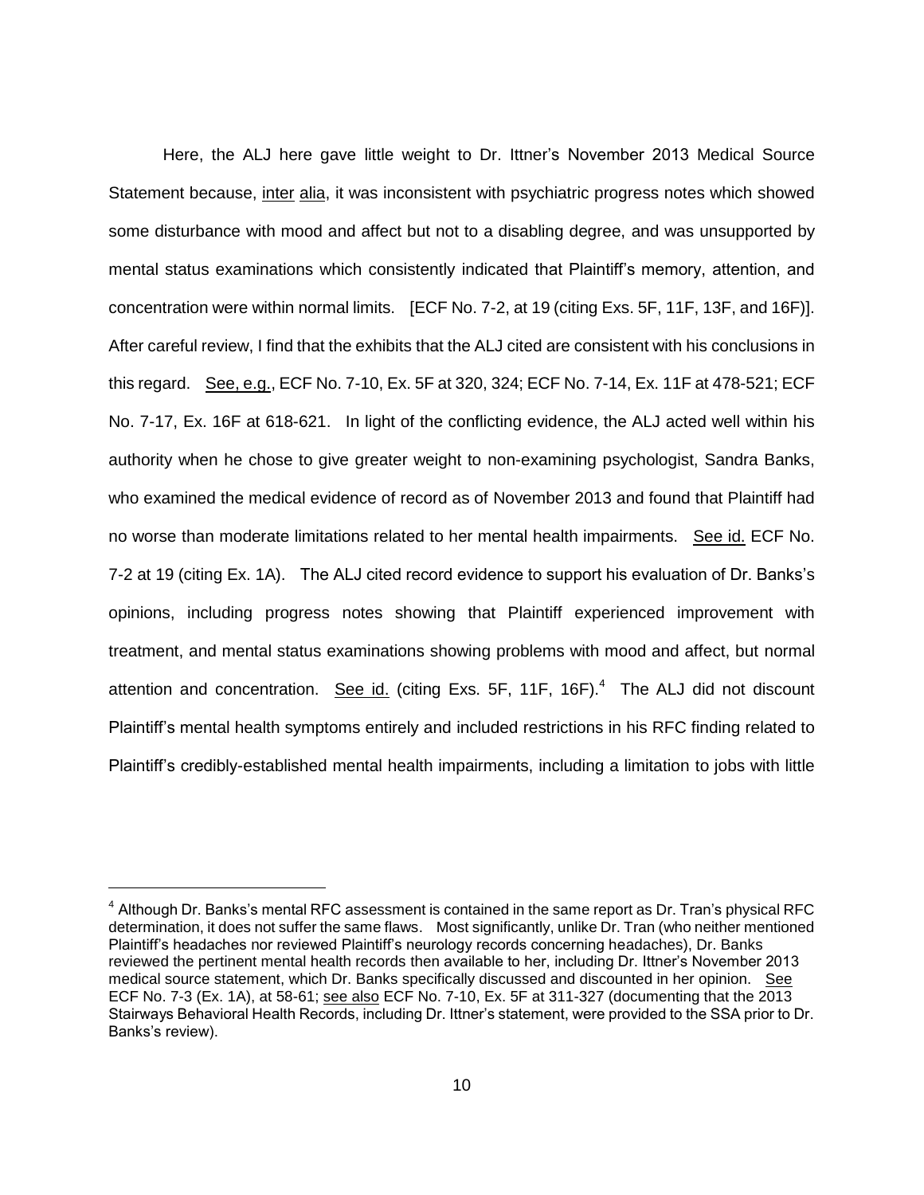Here, the ALJ here gave little weight to Dr. Ittner's November 2013 Medical Source Statement because, inter alia, it was inconsistent with psychiatric progress notes which showed some disturbance with mood and affect but not to a disabling degree, and was unsupported by mental status examinations which consistently indicated that Plaintiff's memory, attention, and concentration were within normal limits. [ECF No. 7-2, at 19 (citing Exs. 5F, 11F, 13F, and 16F)]. After careful review, I find that the exhibits that the ALJ cited are consistent with his conclusions in this regard. See, e.g., ECF No. 7-10, Ex. 5F at 320, 324; ECF No. 7-14, Ex. 11F at 478-521; ECF No. 7-17, Ex. 16F at 618-621. In light of the conflicting evidence, the ALJ acted well within his authority when he chose to give greater weight to non-examining psychologist, Sandra Banks, who examined the medical evidence of record as of November 2013 and found that Plaintiff had no worse than moderate limitations related to her mental health impairments. See id. ECF No. 7-2 at 19 (citing Ex. 1A). The ALJ cited record evidence to support his evaluation of Dr. Banks's opinions, including progress notes showing that Plaintiff experienced improvement with treatment, and mental status examinations showing problems with mood and affect, but normal attention and concentration. See id. (citing Exs. 5F, 11F, 16F).[4] The ALJ did not discount Plaintiff's mental health symptoms entirely and included restrictions in his RFC finding related to Plaintiff's credibly-established mental health impairments, including a limitation to jobs with little

[4] Although Dr. Banks's mental RFC assessment is contained in the same report as Dr. Tran's physical RFC determination, it does not suffer the same flaws. Most significantly, unlike Dr. Tran (who neither mentioned Plaintiff's headaches nor reviewed Plaintiff's neurology records concerning headaches), Dr. Banks reviewed the pertinent mental health records then available to her, including Dr. Ittner's November 2013 medical source statement, which Dr. Banks specifically discussed and discounted in her opinion. See ECF No. 7-3 (Ex. 1A), at 58-61; see also ECF No. 7-10, Ex. 5F at 311-327 (documenting that the 2013 Stairways Behavioral Health Records, including Dr. Ittner's statement, were provided to the SSA prior to Dr. Banks's review).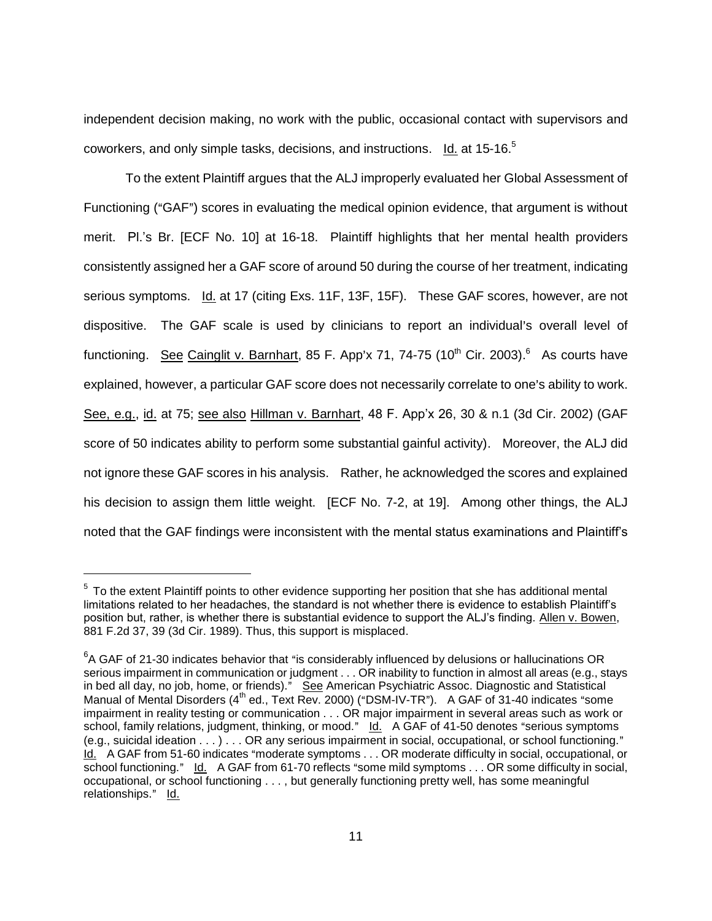independent decision making, no work with the public, occasional contact with supervisors and coworkers, and only simple tasks, decisions, and instructions. Id. at 15-16.[5]

To the extent Plaintiff argues that the ALJ improperly evaluated her Global Assessment of Functioning ("GAF") scores in evaluating the medical opinion evidence, that argument is without merit. Pl.'s Br. [ECF No. 10] at 16-18. Plaintiff highlights that her mental health providers consistently assigned her a GAF score of around 50 during the course of her treatment, indicating serious symptoms. Id. at 17 (citing Exs. 11F, 13F, 15F). These GAF scores, however, are not dispositive. The GAF scale is used by clinicians to report an individual's overall level of functioning. See Cainglit v. Barnhart, 85 F. App'x 71, 74-75 (10th Cir. 2003).[6] As courts have explained, however, a particular GAF score does not necessarily correlate to one's ability to work. See, e.g., id. at 75; see also Hillman v. Barnhart, 48 F. App'x 26, 30 & n.1 (3d Cir. 2002) (GAF score of 50 indicates ability to perform some substantial gainful activity). Moreover, the ALJ did not ignore these GAF scores in his analysis. Rather, he acknowledged the scores and explained his decision to assign them little weight. [ECF No. 7-2, at 19]. Among other things, the ALJ noted that the GAF findings were inconsistent with the mental status examinations and Plaintiff's

---

[5] To the extent Plaintiff points to other evidence supporting her position that she has additional mental limitations related to her headaches, the standard is not whether there is evidence to establish Plaintiff's position but, rather, is whether there is substantial evidence to support the ALJ's finding. Allen v. Bowen, 881 F.2d 37, 39 (3d Cir. 1989). Thus, this support is misplaced.

[6] A GAF of 21-30 indicates behavior that "is considerably influenced by delusions or hallucinations OR serious impairment in communication or judgment . . . OR inability to function in almost all areas (e.g., stays in bed all day, no job, home, or friends)." See American Psychiatric Assoc. Diagnostic and Statistical Manual of Mental Disorders (4th ed., Text Rev. 2000) ("DSM-IV-TR"). A GAF of 31-40 indicates "some impairment in reality testing or communication . . . OR major impairment in several areas such as work or school, family relations, judgment, thinking, or mood." Id. A GAF of 41-50 denotes "serious symptoms (e.g., suicidal ideation . . . ) . . . OR any serious impairment in social, occupational, or school functioning." Id. A GAF from 51-60 indicates "moderate symptoms . . . OR moderate difficulty in social, occupational, or school functioning." Id. A GAF from 61-70 reflects "some mild symptoms . . . OR some difficulty in social, occupational, or school functioning . . . , but generally functioning pretty well, has some meaningful relationships." Id.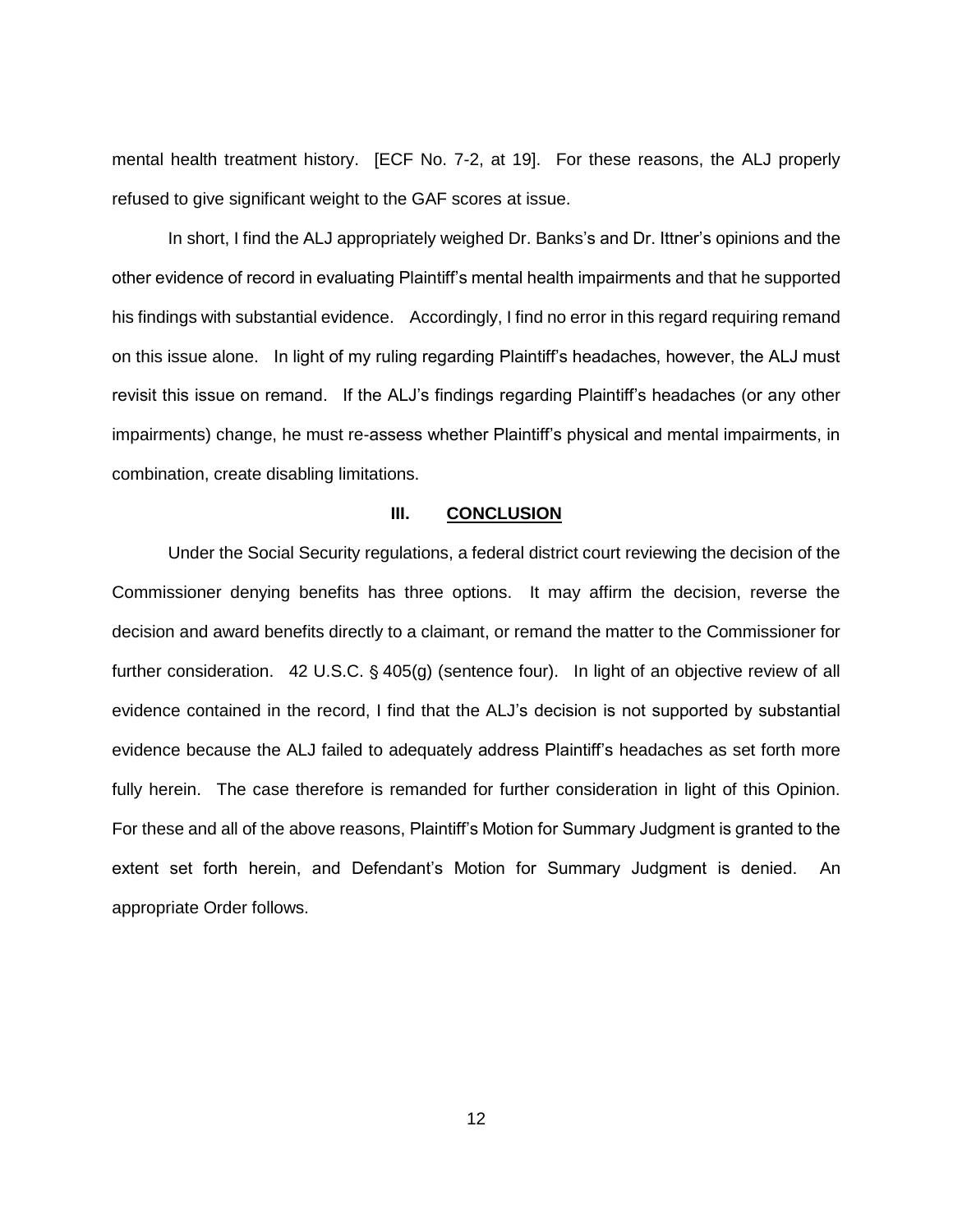mental health treatment history. [ECF No. 7-2, at 19]. For these reasons, the ALJ properly refused to give significant weight to the GAF scores at issue.

In short, I find the ALJ appropriately weighed Dr. Banks's and Dr. Ittner's opinions and the other evidence of record in evaluating Plaintiff's mental health impairments and that he supported his findings with substantial evidence. Accordingly, I find no error in this regard requiring remand on this issue alone. In light of my ruling regarding Plaintiff's headaches, however, the ALJ must revisit this issue on remand. If the ALJ's findings regarding Plaintiff's headaches (or any other impairments) change, he must re-assess whether Plaintiff's physical and mental impairments, in combination, create disabling limitations.

## III. CONCLUSION

Under the Social Security regulations, a federal district court reviewing the decision of the Commissioner denying benefits has three options. It may affirm the decision, reverse the decision and award benefits directly to a claimant, or remand the matter to the Commissioner for further consideration. 42 U.S.C. § 405(g) (sentence four). In light of an objective review of all evidence contained in the record, I find that the ALJ's decision is not supported by substantial evidence because the ALJ failed to adequately address Plaintiff's headaches as set forth more fully herein. The case therefore is remanded for further consideration in light of this Opinion. For these and all of the above reasons, Plaintiff's Motion for Summary Judgment is granted to the extent set forth herein, and Defendant's Motion for Summary Judgment is denied. An appropriate Order follows.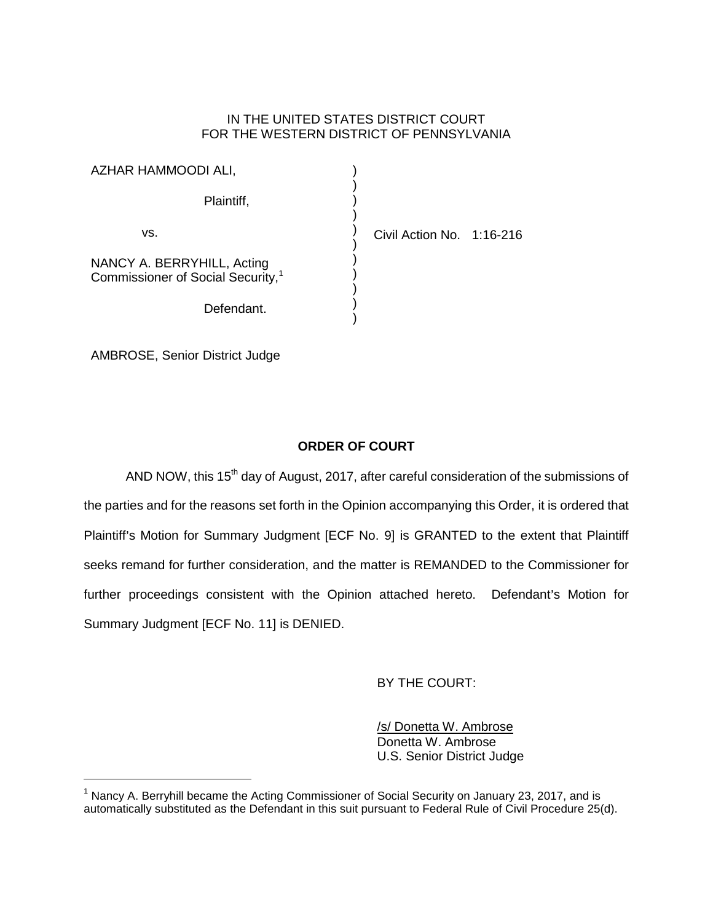IN THE UNITED STATES DISTRICT COURT
FOR THE WESTERN DISTRICT OF PENNSYLVANIA

| | | |
|---|---|---|
| AZHAR HAMMOODI ALI,<br><br>Plaintiff,<br><br>vs.<br><br>NANCY A. BERRYHILL, Acting Commissioner of Social Security,[1]<br><br>Defendant. | ) | Civil Action No. 1:16-216 |

AMBROSE, Senior District Judge

**ORDER OF COURT**

AND NOW, this 15th day of August, 2017, after careful consideration of the submissions of the parties and for the reasons set forth in the Opinion accompanying this Order, it is ordered that Plaintiff's Motion for Summary Judgment [ECF No. 9] is GRANTED to the extent that Plaintiff seeks remand for further consideration, and the matter is REMANDED to the Commissioner for further proceedings consistent with the Opinion attached hereto. Defendant's Motion for Summary Judgment [ECF No. 11] is DENIED.

BY THE COURT:

/s/ Donetta W. Ambrose
Donetta W. Ambrose
U.S. Senior District Judge

[1] Nancy A. Berryhill became the Acting Commissioner of Social Security on January 23, 2017, and is automatically substituted as the Defendant in this suit pursuant to Federal Rule of Civil Procedure 25(d).